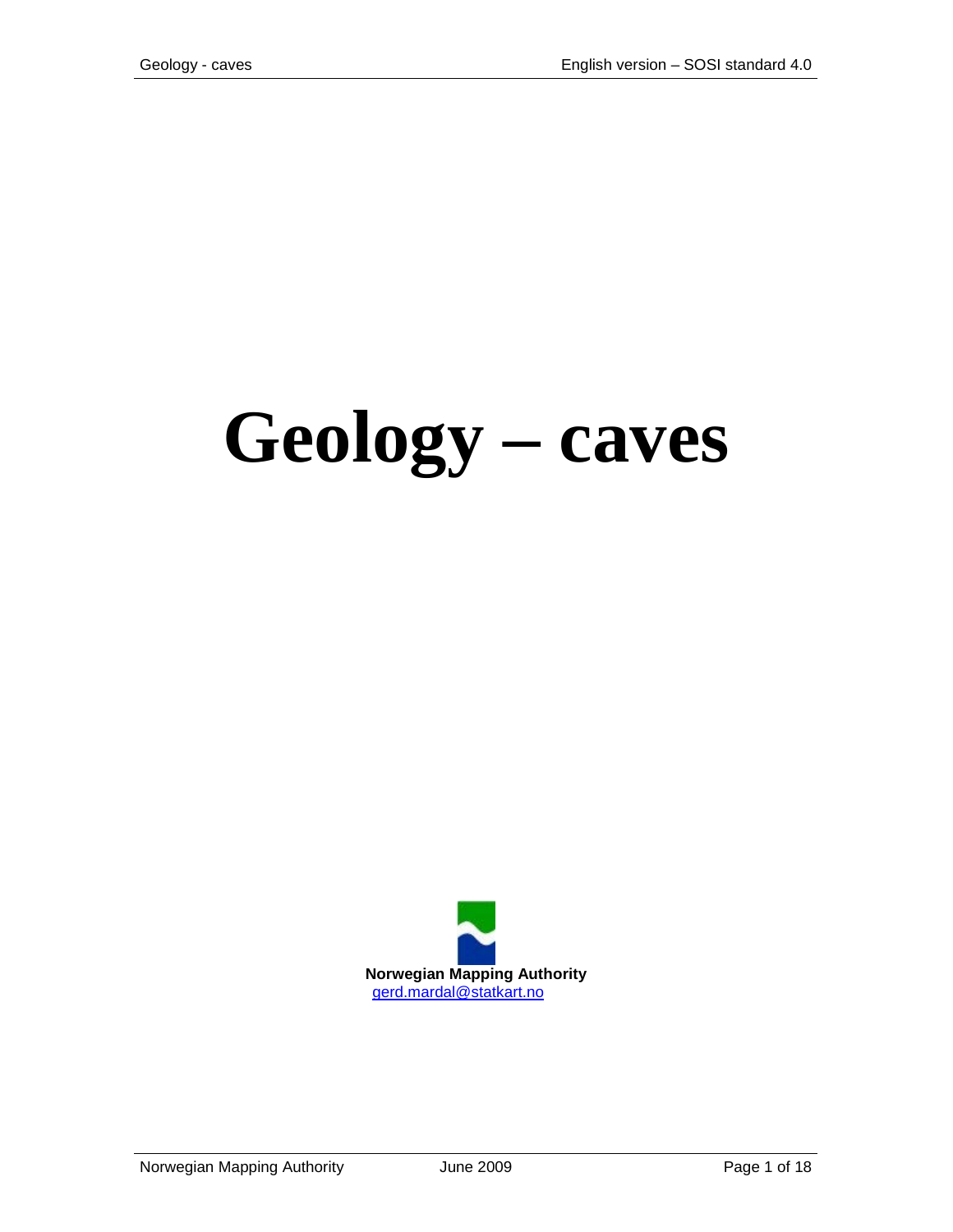# Geology – caves

**Norwegian Mapping Authority**
gerd.mardal@statkart.no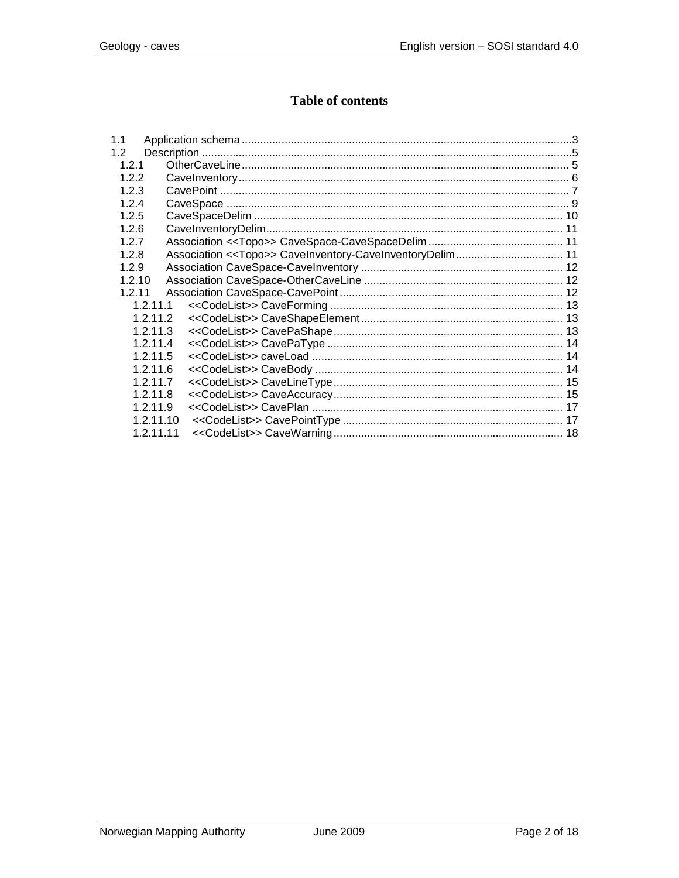# Table of contents

- 1.1 Application schema ........ 3
- 1.2 Description ........ 5
  - 1.2.1 OtherCaveLine ........ 5
  - 1.2.2 CaveInventory ........ 6
  - 1.2.3 CavePoint ........ 7
  - 1.2.4 CaveSpace ........ 9
  - 1.2.5 CaveSpaceDelim ........ 10
  - 1.2.6 CaveInventoryDelim ........ 11
  - 1.2.7 Association <<Topo>> CaveSpace-CaveSpaceDelim ........ 11
  - 1.2.8 Association <<Topo>> CaveInventory-CaveInventoryDelim ........ 11
  - 1.2.9 Association CaveSpace-CaveInventory ........ 12
  - 1.2.10 Association CaveSpace-OtherCaveLine ........ 12
  - 1.2.11 Association CaveSpace-CavePoint ........ 12
    - 1.2.11.1 <<CodeList>> CaveForming ........ 13
    - 1.2.11.2 <<CodeList>> CaveShapeElement ........ 13
    - 1.2.11.3 <<CodeList>> CavePaShape ........ 13
    - 1.2.11.4 <<CodeList>> CavePaType ........ 14
    - 1.2.11.5 <<CodeList>> caveLoad ........ 14
    - 1.2.11.6 <<CodeList>> CaveBody ........ 14
    - 1.2.11.7 <<CodeList>> CaveLineType ........ 15
    - 1.2.11.8 <<CodeList>> CaveAccuracy ........ 15
    - 1.2.11.9 <<CodeList>> CavePlan ........ 17
    - 1.2.11.10 <<CodeList>> CavePointType ........ 17
    - 1.2.11.11 <<CodeList>> CaveWarning ........ 18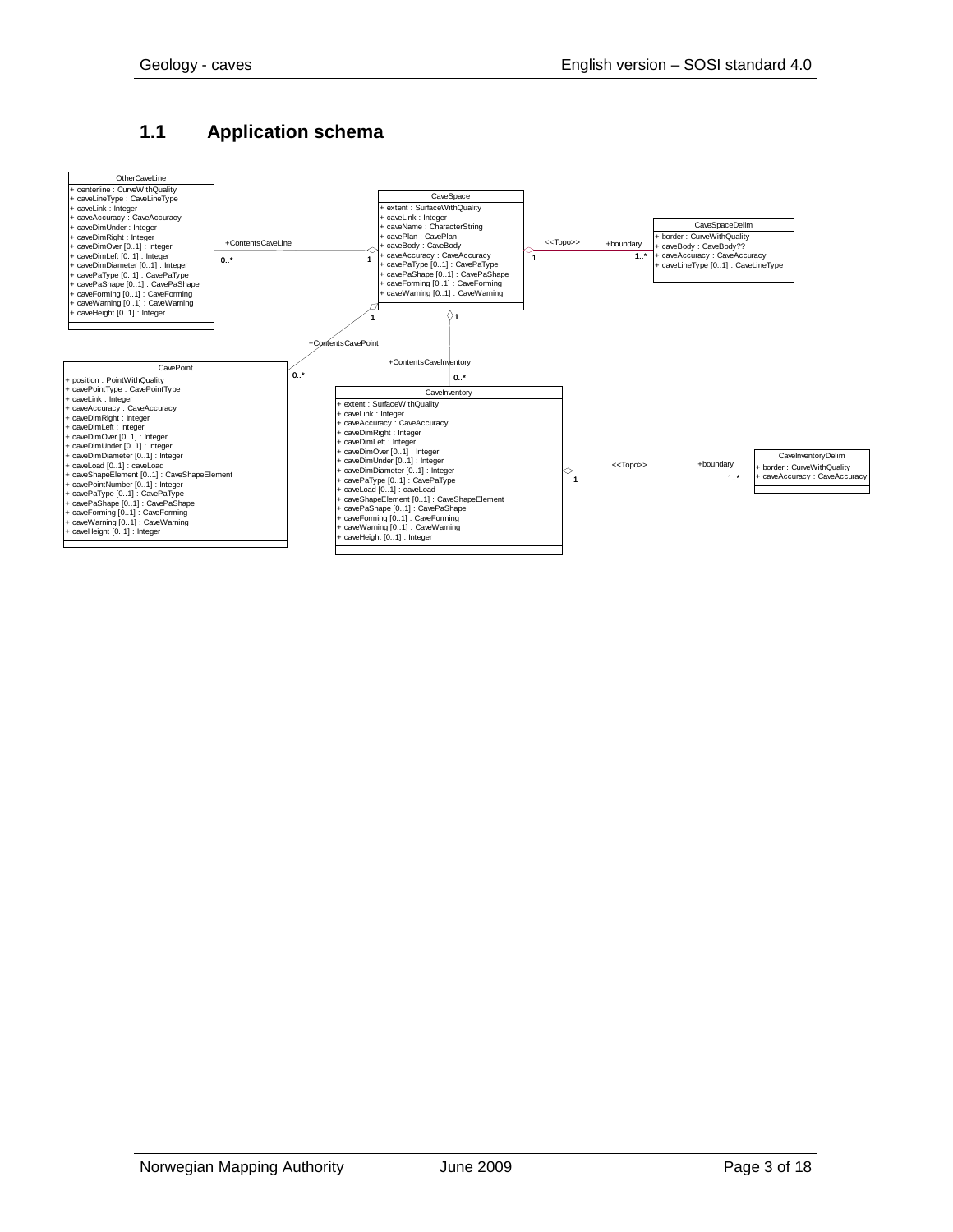## 1.1 Application schema

**OtherCaveLine**
- + centerline : CurveWithQuality
- + caveLineType : CaveLineType
- + caveLink : Integer
- + caveAccuracy : CaveAccuracy
- + caveDimUnder : Integer
- + caveDimRight : Integer
- + caveDimOver [0..1] : Integer
- + caveDimLeft [0..1] : Integer
- + caveDimDiameter [0..1] : Integer
- + cavePaType [0..1] : CavePaType
- + cavePaShape [0..1] : CavePaShape
- + caveForming [0..1] : CaveForming
- + caveWarning [0..1] : CaveWarning
- + caveHeight [0..1] : Integer

**CaveSpace**
- + extent : SurfaceWithQuality
- + caveLink : Integer
- + caveName : CharacterString
- + cavePlan : CavePlan
- + caveBody : CaveBody
- + caveAccuracy : CaveAccuracy
- + cavePaType [0..1] : CavePaType
- + cavePaShape [0..1] : CavePaShape
- + caveForming [0..1] : CaveForming
- + caveWarning [0..1] : CaveWarning

**CaveSpaceDelim**
- + border : CurveWithQuality
- + caveBody : CaveBody??
- + caveAccuracy : CaveAccuracy
- + caveLineType [0..1] : CaveLineType

**CavePoint**
- + position : PointWithQuality
- + cavePointType : CavePointType
- + caveLink : Integer
- + caveAccuracy : CaveAccuracy
- + caveDimRight : Integer
- + caveDimLeft : Integer
- + caveDimOver [0..1] : Integer
- + caveDimUnder [0..1] : Integer
- + caveDimDiameter [0..1] : Integer
- + caveLoad [0..1] : caveLoad
- + caveShapeElement [0..1] : CaveShapeElement
- + cavePointNumber [0..1] : Integer
- + cavePaType [0..1] : CavePaType
- + cavePaShape [0..1] : CavePaShape
- + caveForming [0..1] : CaveForming
- + caveWarning [0..1] : CaveWarning
- + caveHeight [0..1] : Integer

**CaveInventory**
- + extent : SurfaceWithQuality
- + caveLink : Integer
- + caveAccuracy : CaveAccuracy
- + caveDimRight : Integer
- + caveDimLeft : Integer
- + caveDimOver [0..1] : Integer
- + caveDimUnder [0..1] : Integer
- + caveDimDiameter [0..1] : Integer
- + cavePaType [0..1] : CavePaType
- + caveLoad [0..1] : caveLoad
- + caveShapeElement [0..1] : CaveShapeElement
- + cavePaShape [0..1] : CavePaShape
- + caveForming [0..1] : CaveForming
- + caveWarning [0..1] : CaveWarning
- + caveHeight [0..1] : Integer

**CaveInventoryDelim**
- + border : CurveWithQuality
- + caveAccuracy : CaveAccuracy

Associations:
- CaveSpace (1) — +ContentsCaveLine — OtherCaveLine (0..*)
- CaveSpace (1) — +ContentsCavePoint — CavePoint (0..*)
- CaveSpace (1) — +ContentsCaveInventory — CaveInventory (0..*)
- CaveSpace (1) — <<Topo>> +boundary — CaveSpaceDelim (1..*)
- CaveInventory (1) — <<Topo>> +boundary — CaveInventoryDelim (1..*)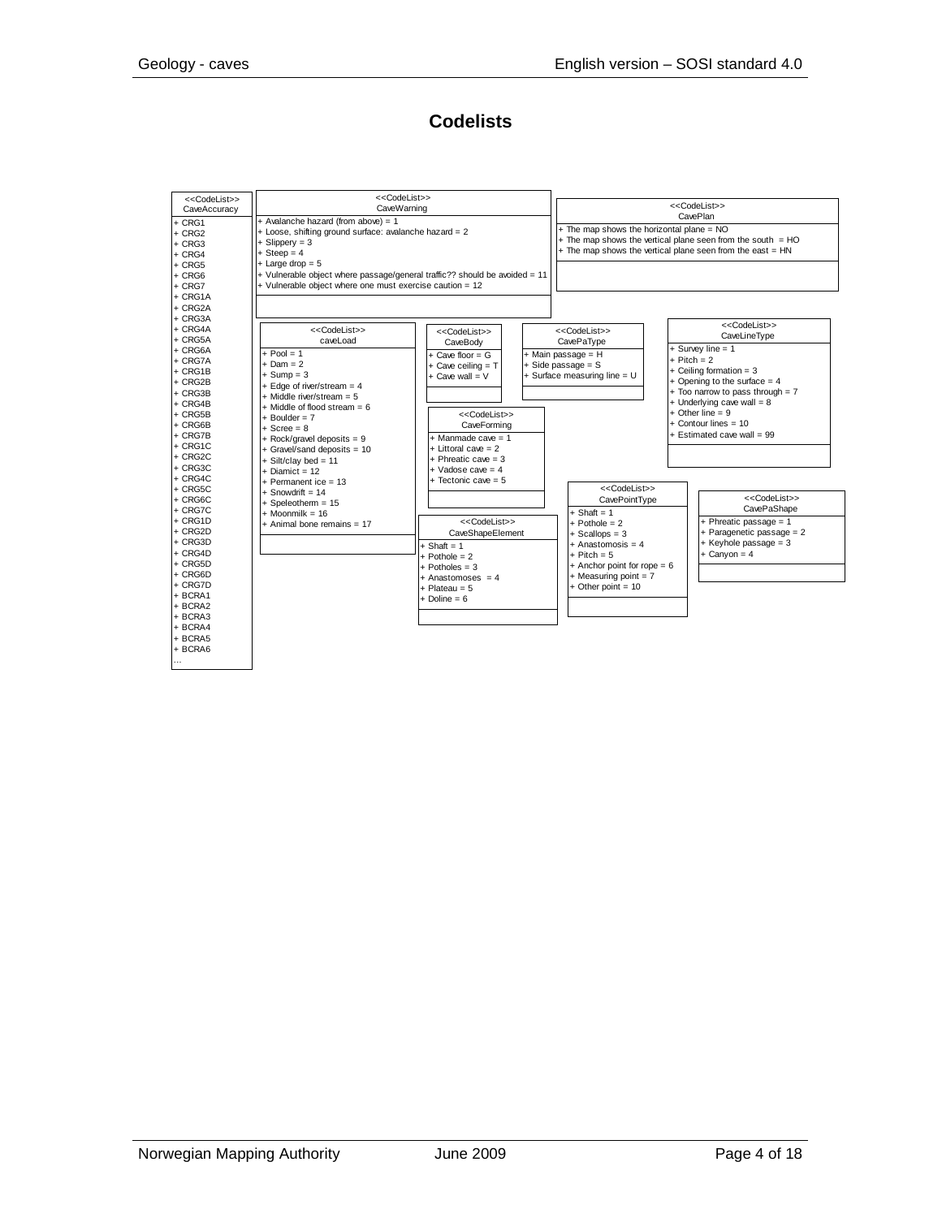# Codelists

**<<CodeList>> CaveAccuracy**

- \+ CRG1
- \+ CRG2
- \+ CRG3
- \+ CRG4
- \+ CRG5
- \+ CRG6
- \+ CRG7
- \+ CRG1A
- \+ CRG2A
- \+ CRG3A
- \+ CRG4A
- \+ CRG5A
- \+ CRG6A
- \+ CRG7A
- \+ CRG1B
- \+ CRG2B
- \+ CRG3B
- \+ CRG4B
- \+ CRG5B
- \+ CRG6B
- \+ CRG7B
- \+ CRG1C
- \+ CRG2C
- \+ CRG3C
- \+ CRG4C
- \+ CRG5C
- \+ CRG6C
- \+ CRG7C
- \+ CRG1D
- \+ CRG2D
- \+ CRG3D
- \+ CRG4D
- \+ CRG5D
- \+ CRG6D
- \+ CRG7D
- \+ BCRA1
- \+ BCRA2
- \+ BCRA3
- \+ BCRA4
- \+ BCRA5
- \+ BCRA6
- ...

**<<CodeList>> CaveWarning**

- \+ Avalanche hazard (from above) = 1
- \+ Loose, shifting ground surface: avalanche hazard = 2
- \+ Slippery = 3
- \+ Steep = 4
- \+ Large drop = 5
- \+ Vulnerable object where passage/general traffic?? should be avoided = 11
- \+ Vulnerable object where one must exercise caution = 12

**<<CodeList>> CavePlan**

- \+ The map shows the horizontal plane = NO
- \+ The map shows the vertical plane seen from the south = HO
- \+ The map shows the vertical plane seen from the east = HN

**<<CodeList>> caveLoad**

- \+ Pool = 1
- \+ Dam = 2
- \+ Sump = 3
- \+ Edge of river/stream = 4
- \+ Middle river/stream = 5
- \+ Middle of flood stream = 6
- \+ Boulder = 7
- \+ Scree = 8
- \+ Rock/gravel deposits = 9
- \+ Gravel/sand deposits = 10
- \+ Silt/clay bed = 11
- \+ Diamict = 12
- \+ Permanent ice = 13
- \+ Snowdrift = 14
- \+ Speleotherm = 15
- \+ Moonmilk = 16
- \+ Animal bone remains = 17

**<<CodeList>> CaveBody**

- \+ Cave floor = G
- \+ Cave ceiling = T
- \+ Cave wall = V

**<<CodeList>> CavePaType**

- \+ Main passage = H
- \+ Side passage = S
- \+ Surface measuring line = U

**<<CodeList>> CaveLineType**

- \+ Survey line = 1
- \+ Pitch = 2
- \+ Ceiling formation = 3
- \+ Opening to the surface = 4
- \+ Too narrow to pass through = 7
- \+ Underlying cave wall = 8
- \+ Other line = 9
- \+ Contour lines = 10
- \+ Estimated cave wall = 99

**<<CodeList>> CaveForming**

- \+ Manmade cave = 1
- \+ Littoral cave = 2
- \+ Phreatic cave = 3
- \+ Vadose cave = 4
- \+ Tectonic cave = 5

**<<CodeList>> CaveShapeElement**

- \+ Shaft = 1
- \+ Pothole = 2
- \+ Potholes = 3
- \+ Anastomoses = 4
- \+ Plateau = 5
- \+ Doline = 6

**<<CodeList>> CavePointType**

- \+ Shaft = 1
- \+ Pothole = 2
- \+ Scallops = 3
- \+ Anastomosis = 4
- \+ Pitch = 5
- \+ Anchor point for rope = 6
- \+ Measuring point = 7
- \+ Other point = 10

**<<CodeList>> CavePaShape**

- \+ Phreatic passage = 1
- \+ Paragenetic passage = 2
- \+ Keyhole passage = 3
- \+ Canyon = 4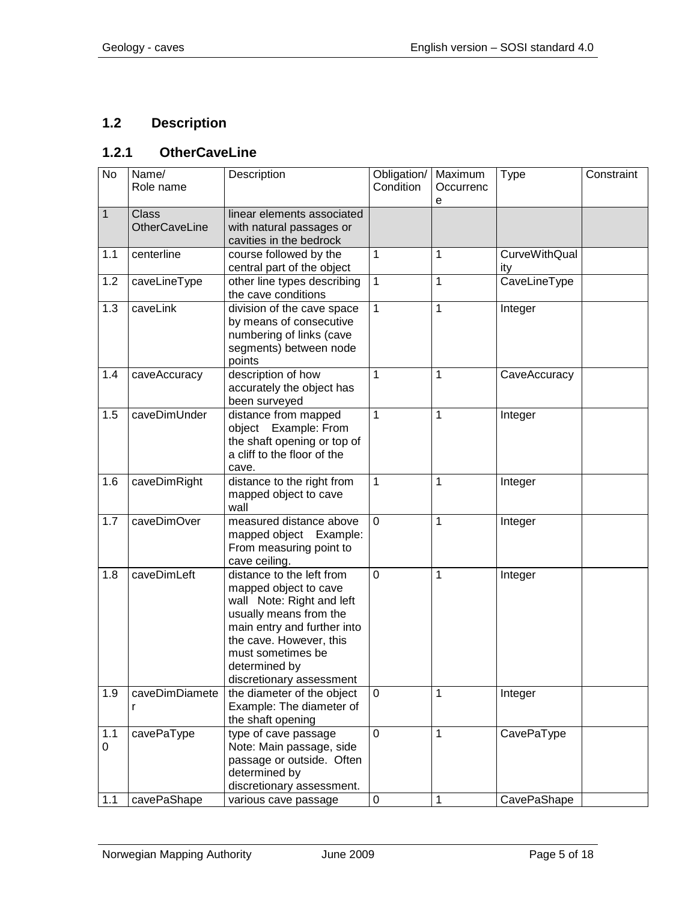## 1.2 Description

### 1.2.1 OtherCaveLine

| No | Name/ Role name | Description | Obligation/ Condition | Maximum Occurrence | Type | Constraint |
|---|---|---|---|---|---|---|
| 1 | Class OtherCaveLine | linear elements associated with natural passages or cavities in the bedrock | | | | |
| 1.1 | centerline | course followed by the central part of the object | 1 | 1 | CurveWithQuality | |
| 1.2 | caveLineType | other line types describing the cave conditions | 1 | 1 | CaveLineType | |
| 1.3 | caveLink | division of the cave space by means of consecutive numbering of links (cave segments) between node points | 1 | 1 | Integer | |
| 1.4 | caveAccuracy | description of how accurately the object has been surveyed | 1 | 1 | CaveAccuracy | |
| 1.5 | caveDimUnder | distance from mapped object Example: From the shaft opening or top of a cliff to the floor of the cave. | 1 | 1 | Integer | |
| 1.6 | caveDimRight | distance to the right from mapped object to cave wall | 1 | 1 | Integer | |
| 1.7 | caveDimOver | measured distance above mapped object Example: From measuring point to cave ceiling. | 0 | 1 | Integer | |
| 1.8 | caveDimLeft | distance to the left from mapped object to cave wall Note: Right and left usually means from the main entry and further into the cave. However, this must sometimes be determined by discretionary assessment | 0 | 1 | Integer | |
| 1.9 | caveDimDiameter | the diameter of the object Example: The diameter of the shaft opening | 0 | 1 | Integer | |
| 1.10 | cavePaType | type of cave passage Note: Main passage, side passage or outside. Often determined by discretionary assessment. | 0 | 1 | CavePaType | |
| 1.1 | cavePaShape | various cave passage | 0 | 1 | CavePaShape | |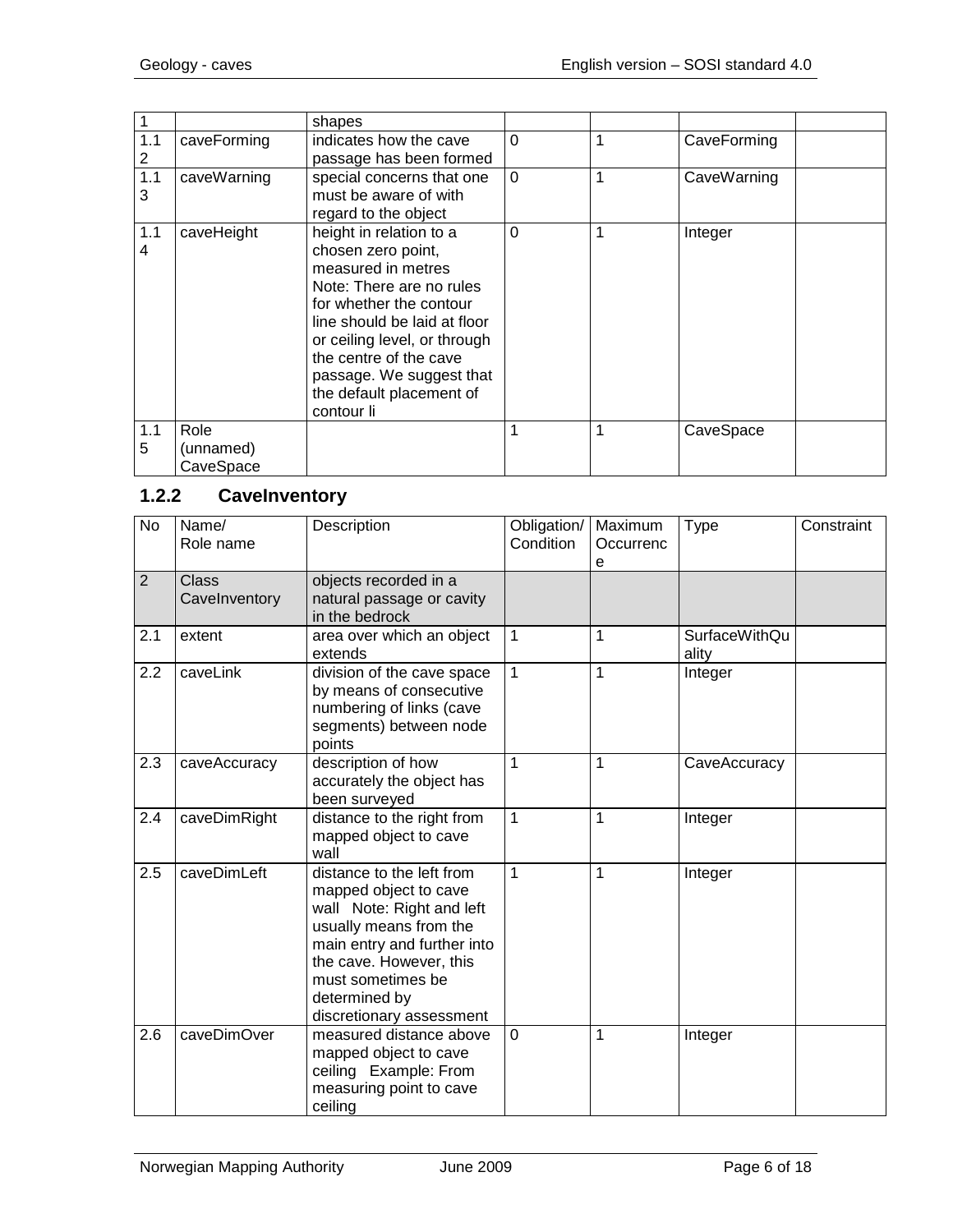| | | | | | | |
|---|---|---|---|---|---|---|
| 1 | | shapes | | | | |
| 1.12 | caveForming | indicates how the cave passage has been formed | 0 | 1 | CaveForming | |
| 1.13 | caveWarning | special concerns that one must be aware of with regard to the object | 0 | 1 | CaveWarning | |
| 1.14 | caveHeight | height in relation to a chosen zero point, measured in metres Note: There are no rules for whether the contour line should be laid at floor or ceiling level, or through the centre of the cave passage. We suggest that the default placement of contour li | 0 | 1 | Integer | |
| 1.15 | Role (unnamed) CaveSpace | | 1 | 1 | CaveSpace | |

### 1.2.2 CaveInventory

| No | Name/ Role name | Description | Obligation/ Condition | Maximum Occurrence | Type | Constraint |
|---|---|---|---|---|---|---|
| 2 | Class CaveInventory | objects recorded in a natural passage or cavity in the bedrock | | | | |
| 2.1 | extent | area over which an object extends | 1 | 1 | SurfaceWithQuality | |
| 2.2 | caveLink | division of the cave space by means of consecutive numbering of links (cave segments) between node points | 1 | 1 | Integer | |
| 2.3 | caveAccuracy | description of how accurately the object has been surveyed | 1 | 1 | CaveAccuracy | |
| 2.4 | caveDimRight | distance to the right from mapped object to cave wall | 1 | 1 | Integer | |
| 2.5 | caveDimLeft | distance to the left from mapped object to cave wall Note: Right and left usually means from the main entry and further into the cave. However, this must sometimes be determined by discretionary assessment | 1 | 1 | Integer | |
| 2.6 | caveDimOver | measured distance above mapped object to cave ceiling Example: From measuring point to cave ceiling | 0 | 1 | Integer | |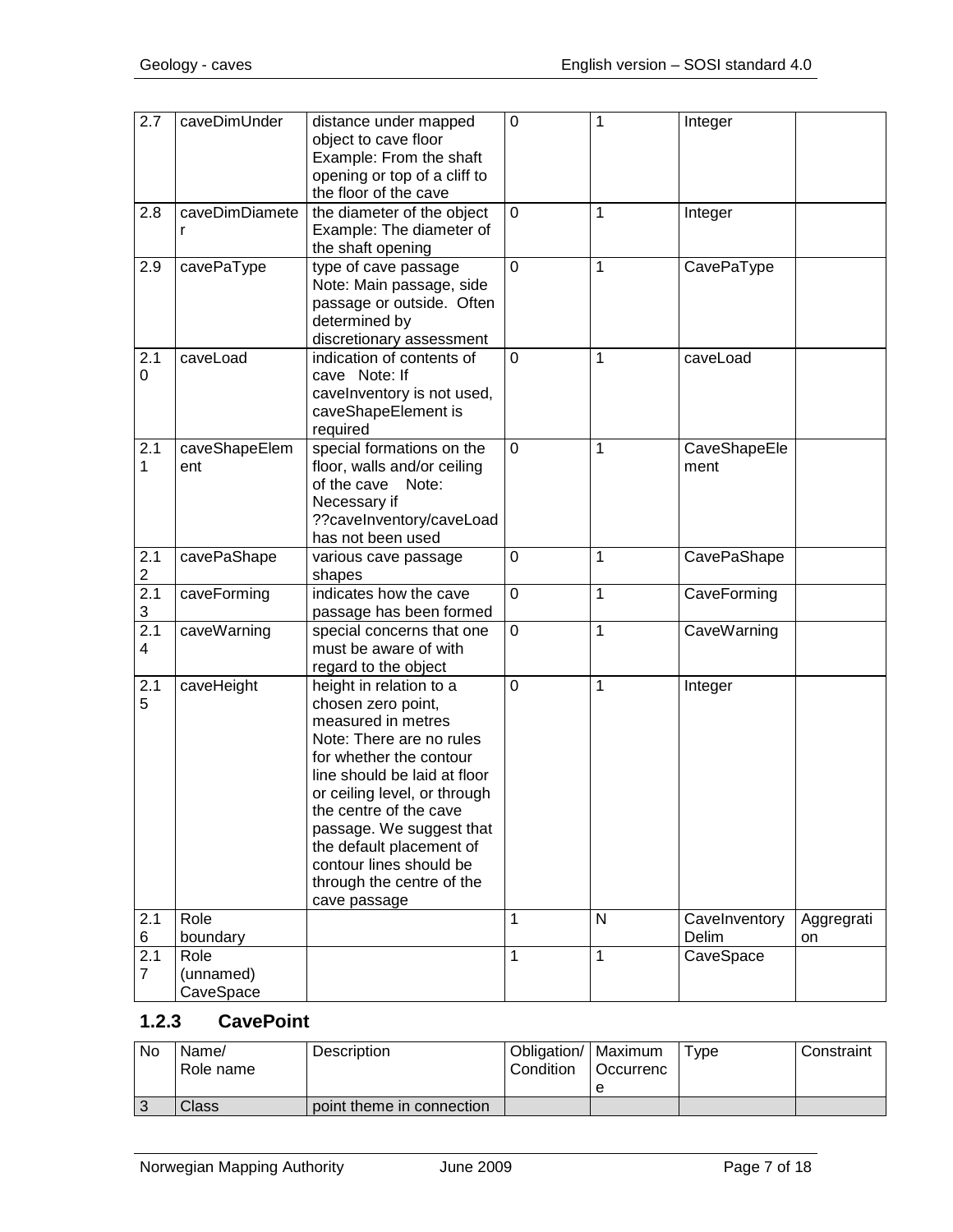| 2.7 | caveDimUnder | distance under mapped object to cave floor Example: From the shaft opening or top of a cliff to the floor of the cave | 0 | 1 | Integer | |
|---|---|---|---|---|---|---|
| 2.8 | caveDimDiameter | the diameter of the object Example: The diameter of the shaft opening | 0 | 1 | Integer | |
| 2.9 | cavePaType | type of cave passage Note: Main passage, side passage or outside. Often determined by discretionary assessment | 0 | 1 | CavePaType | |
| 2.10 | caveLoad | indication of contents of cave Note: If caveInventory is not used, caveShapeElement is required | 0 | 1 | caveLoad | |
| 2.11 | caveShapeElement | special formations on the floor, walls and/or ceiling of the cave Note: Necessary if ??caveInventory/caveLoad has not been used | 0 | 1 | CaveShapeElement | |
| 2.12 | cavePaShape | various cave passage shapes | 0 | 1 | CavePaShape | |
| 2.13 | caveForming | indicates how the cave passage has been formed | 0 | 1 | CaveForming | |
| 2.14 | caveWarning | special concerns that one must be aware of with regard to the object | 0 | 1 | CaveWarning | |
| 2.15 | caveHeight | height in relation to a chosen zero point, measured in metres Note: There are no rules for whether the contour line should be laid at floor or ceiling level, or through the centre of the cave passage. We suggest that the default placement of contour lines should be through the centre of the cave passage | 0 | 1 | Integer | |
| 2.16 | Role boundary | | 1 | N | CaveInventoryDelim | Aggregration |
| 2.17 | Role (unnamed) CaveSpace | | 1 | 1 | CaveSpace | |

### 1.2.3 CavePoint

| No | Name/ Role name | Description | Obligation/ Condition | Maximum Occurrence | Type | Constraint |
|---|---|---|---|---|---|---|
| 3 | Class | point theme in connection | | | | |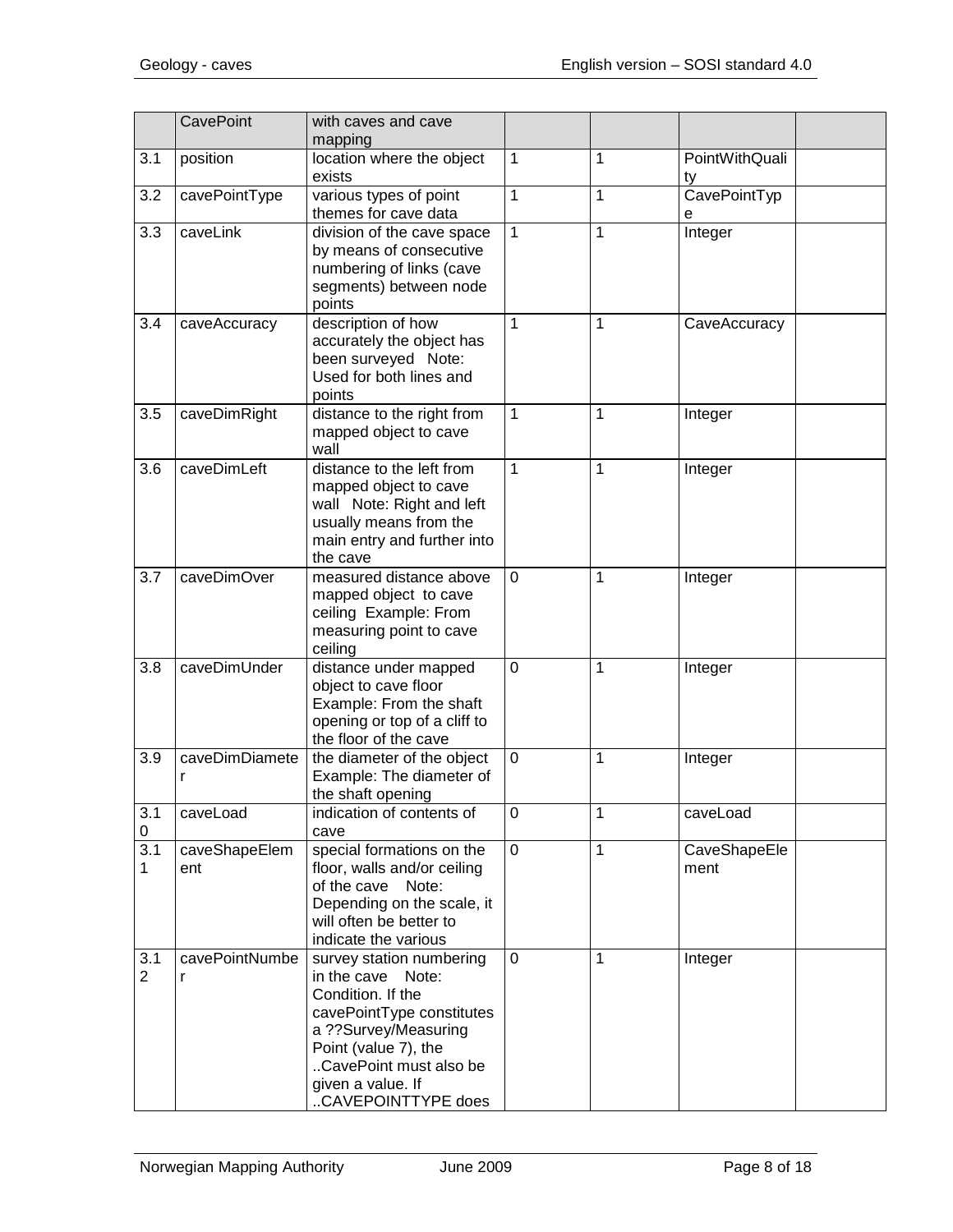|  | CavePoint | with caves and cave mapping |  |  |  |  |
|---|---|---|---|---|---|---|
| 3.1 | position | location where the object exists | 1 | 1 | PointWithQuality |  |
| 3.2 | cavePointType | various types of point themes for cave data | 1 | 1 | CavePointType |  |
| 3.3 | caveLink | division of the cave space by means of consecutive numbering of links (cave segments) between node points | 1 | 1 | Integer |  |
| 3.4 | caveAccuracy | description of how accurately the object has been surveyed Note: Used for both lines and points | 1 | 1 | CaveAccuracy |  |
| 3.5 | caveDimRight | distance to the right from mapped object to cave wall | 1 | 1 | Integer |  |
| 3.6 | caveDimLeft | distance to the left from mapped object to cave wall Note: Right and left usually means from the main entry and further into the cave | 1 | 1 | Integer |  |
| 3.7 | caveDimOver | measured distance above mapped object to cave ceiling Example: From measuring point to cave ceiling | 0 | 1 | Integer |  |
| 3.8 | caveDimUnder | distance under mapped object to cave floor Example: From the shaft opening or top of a cliff to the floor of the cave | 0 | 1 | Integer |  |
| 3.9 | caveDimDiameter | the diameter of the object Example: The diameter of the shaft opening | 0 | 1 | Integer |  |
| 3.10 | caveLoad | indication of contents of cave | 0 | 1 | caveLoad |  |
| 3.11 | caveShapeElement | special formations on the floor, walls and/or ceiling of the cave Note: Depending on the scale, it will often be better to indicate the various | 0 | 1 | CaveShapeElement |  |
| 3.12 | cavePointNumber | survey station numbering in the cave Note: Condition. If the cavePointType constitutes a ??Survey/Measuring Point (value 7), the ..CavePoint must also be given a value. If ..CAVEPOINTTYPE does | 0 | 1 | Integer |  |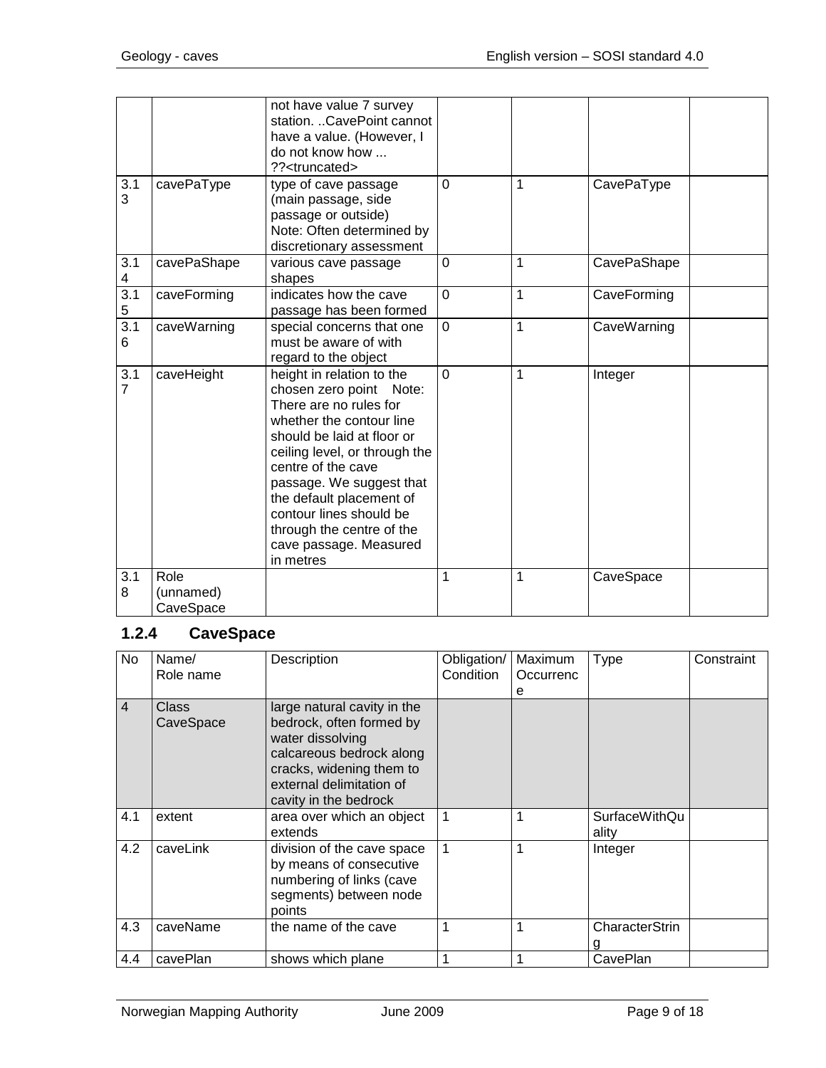| | | not have value 7 survey station. ..CavePoint cannot have a value. (However, I do not know how ... ??<truncated> | | | | |
|---|---|---|---|---|---|---|
| 3.13 | cavePaType | type of cave passage (main passage, side passage or outside) Note: Often determined by discretionary assessment | 0 | 1 | CavePaType | |
| 3.14 | cavePaShape | various cave passage shapes | 0 | 1 | CavePaShape | |
| 3.15 | caveForming | indicates how the cave passage has been formed | 0 | 1 | CaveForming | |
| 3.16 | caveWarning | special concerns that one must be aware of with regard to the object | 0 | 1 | CaveWarning | |
| 3.17 | caveHeight | height in relation to the chosen zero point Note: There are no rules for whether the contour line should be laid at floor or ceiling level, or through the centre of the cave passage. We suggest that the default placement of contour lines should be through the centre of the cave passage. Measured in metres | 0 | 1 | Integer | |
| 3.18 | Role (unnamed) CaveSpace | | 1 | 1 | CaveSpace | |

### 1.2.4 CaveSpace

| No | Name/ Role name | Description | Obligation/ Condition | Maximum Occurrence | Type | Constraint |
|---|---|---|---|---|---|---|
| 4 | Class CaveSpace | large natural cavity in the bedrock, often formed by water dissolving calcareous bedrock along cracks, widening them to external delimitation of cavity in the bedrock | | | | |
| 4.1 | extent | area over which an object extends | 1 | 1 | SurfaceWithQuality | |
| 4.2 | caveLink | division of the cave space by means of consecutive numbering of links (cave segments) between node points | 1 | 1 | Integer | |
| 4.3 | caveName | the name of the cave | 1 | 1 | CharacterString | |
| 4.4 | cavePlan | shows which plane | 1 | 1 | CavePlan | |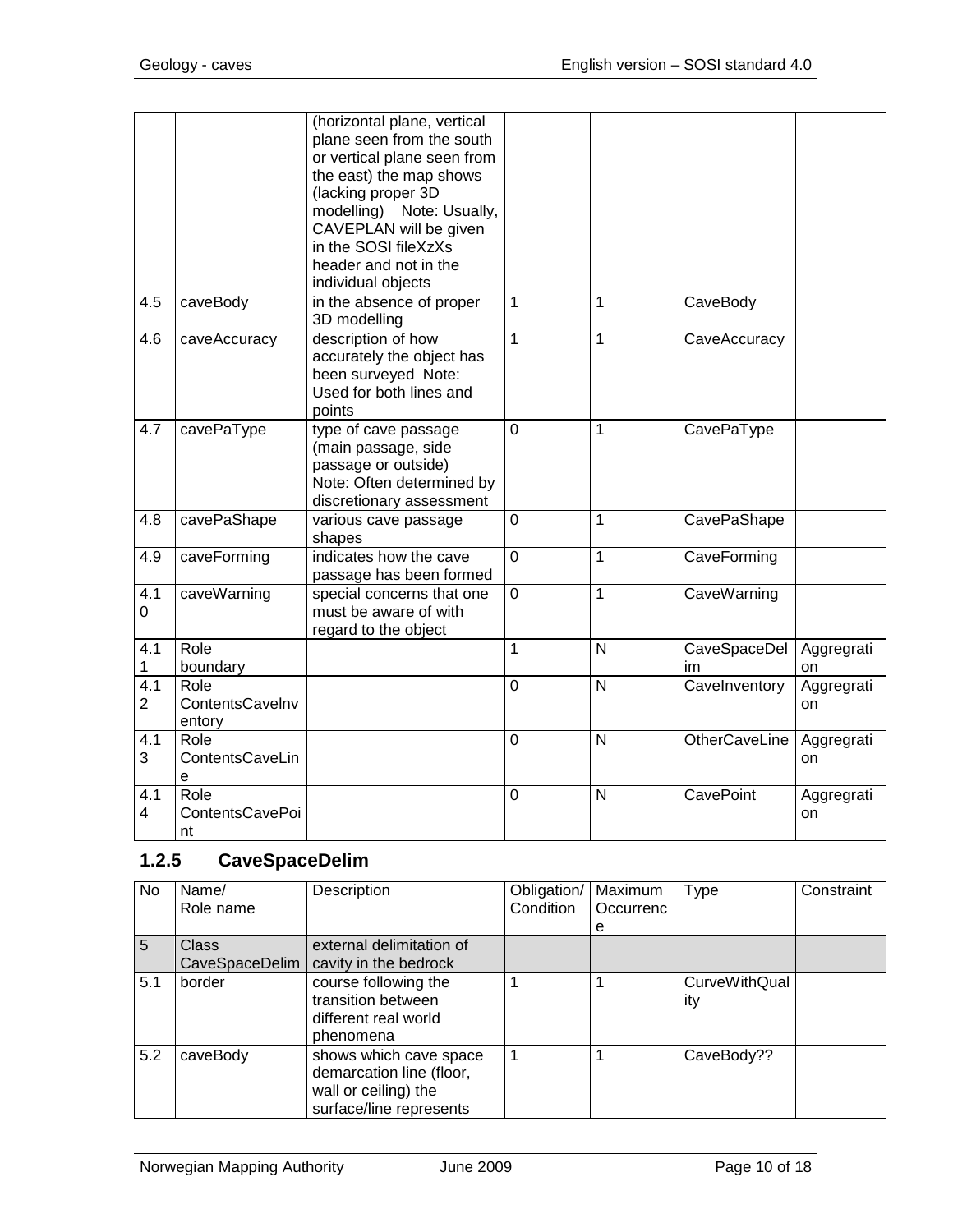|  |  | (horizontal plane, vertical plane seen from the south or vertical plane seen from the east) the map shows (lacking proper 3D modelling) Note: Usually, CAVEPLAN will be given in the SOSI fileXzXs header and not in the individual objects |  |  |  |  |
|---|---|---|---|---|---|---|
| 4.5 | caveBody | in the absence of proper 3D modelling | 1 | 1 | CaveBody |  |
| 4.6 | caveAccuracy | description of how accurately the object has been surveyed Note: Used for both lines and points | 1 | 1 | CaveAccuracy |  |
| 4.7 | cavePaType | type of cave passage (main passage, side passage or outside) Note: Often determined by discretionary assessment | 0 | 1 | CavePaType |  |
| 4.8 | cavePaShape | various cave passage shapes | 0 | 1 | CavePaShape |  |
| 4.9 | caveForming | indicates how the cave passage has been formed | 0 | 1 | CaveForming |  |
| 4.10 | caveWarning | special concerns that one must be aware of with regard to the object | 0 | 1 | CaveWarning |  |
| 4.11 | Role boundary |  | 1 | N | CaveSpaceDelim | Aggregration |
| 4.12 | Role ContentsCaveInventory |  | 0 | N | CaveInventory | Aggregration |
| 4.13 | Role ContentsCaveLine |  | 0 | N | OtherCaveLine | Aggregration |
| 4.14 | Role ContentsCavePoint |  | 0 | N | CavePoint | Aggregration |

### 1.2.5 CaveSpaceDelim

| No | Name/ Role name | Description | Obligation/ Condition | Maximum Occurrence | Type | Constraint |
|---|---|---|---|---|---|---|
| 5 | Class CaveSpaceDelim | external delimitation of cavity in the bedrock |  |  |  |  |
| 5.1 | border | course following the transition between different real world phenomena | 1 | 1 | CurveWithQuality |  |
| 5.2 | caveBody | shows which cave space demarcation line (floor, wall or ceiling) the surface/line represents | 1 | 1 | CaveBody?? |  |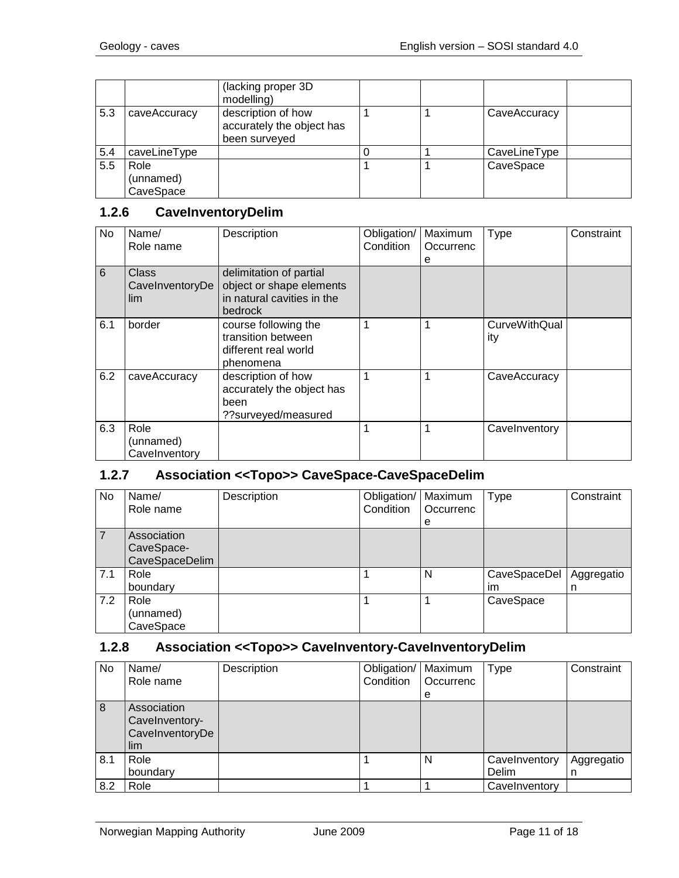| | | (lacking proper 3D modelling) | | | | |
|---|---|---|---|---|---|---|
| 5.3 | caveAccuracy | description of how accurately the object has been surveyed | 1 | 1 | CaveAccuracy | |
| 5.4 | caveLineType | | 0 | 1 | CaveLineType | |
| 5.5 | Role (unnamed) CaveSpace | | 1 | 1 | CaveSpace | |

### 1.2.6 CaveInventoryDelim

| No | Name/ Role name | Description | Obligation/ Condition | Maximum Occurrence | Type | Constraint |
|---|---|---|---|---|---|---|
| 6 | Class CaveInventoryDelim | delimitation of partial object or shape elements in natural cavities in the bedrock | | | | |
| 6.1 | border | course following the transition between different real world phenomena | 1 | 1 | CurveWithQuality | |
| 6.2 | caveAccuracy | description of how accurately the object has been ??surveyed/measured | 1 | 1 | CaveAccuracy | |
| 6.3 | Role (unnamed) CaveInventory | | 1 | 1 | CaveInventory | |

### 1.2.7 Association <<Topo>> CaveSpace-CaveSpaceDelim

| No | Name/ Role name | Description | Obligation/ Condition | Maximum Occurrence | Type | Constraint |
|---|---|---|---|---|---|---|
| 7 | Association CaveSpace-CaveSpaceDelim | | | | | |
| 7.1 | Role boundary | | 1 | N | CaveSpaceDelim | Aggregation |
| 7.2 | Role (unnamed) CaveSpace | | 1 | 1 | CaveSpace | |

### 1.2.8 Association <<Topo>> CaveInventory-CaveInventoryDelim

| No | Name/ Role name | Description | Obligation/ Condition | Maximum Occurrence | Type | Constraint |
|---|---|---|---|---|---|---|
| 8 | Association CaveInventory-CaveInventoryDelim | | | | | |
| 8.1 | Role boundary | | 1 | N | CaveInventory Delim | Aggregation |
| 8.2 | Role | | 1 | 1 | CaveInventory | |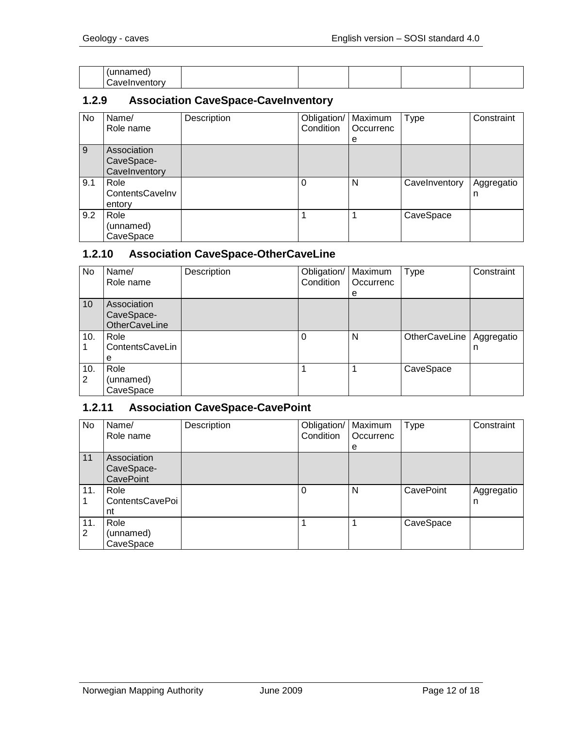|  | (unnamed) CaveInventory |  |  |  |  |  |
|---|---|---|---|---|---|---|

### 1.2.9 Association CaveSpace-CaveInventory

| No | Name/ Role name | Description | Obligation/ Condition | Maximum Occurrence | Type | Constraint |
|---|---|---|---|---|---|---|
| 9 | Association CaveSpace-CaveInventory |  |  |  |  |  |
| 9.1 | Role ContentsCaveInventory |  | 0 | N | CaveInventory | Aggregation |
| 9.2 | Role (unnamed) CaveSpace |  | 1 | 1 | CaveSpace |  |

### 1.2.10 Association CaveSpace-OtherCaveLine

| No | Name/ Role name | Description | Obligation/ Condition | Maximum Occurrence | Type | Constraint |
|---|---|---|---|---|---|---|
| 10 | Association CaveSpace-OtherCaveLine |  |  |  |  |  |
| 10.1 | Role ContentsCaveLine |  | 0 | N | OtherCaveLine | Aggregation |
| 10.2 | Role (unnamed) CaveSpace |  | 1 | 1 | CaveSpace |  |

### 1.2.11 Association CaveSpace-CavePoint

| No | Name/ Role name | Description | Obligation/ Condition | Maximum Occurrence | Type | Constraint |
|---|---|---|---|---|---|---|
| 11 | Association CaveSpace-CavePoint |  |  |  |  |  |
| 11.1 | Role ContentsCavePoint |  | 0 | N | CavePoint | Aggregation |
| 11.2 | Role (unnamed) CaveSpace |  | 1 | 1 | CaveSpace |  |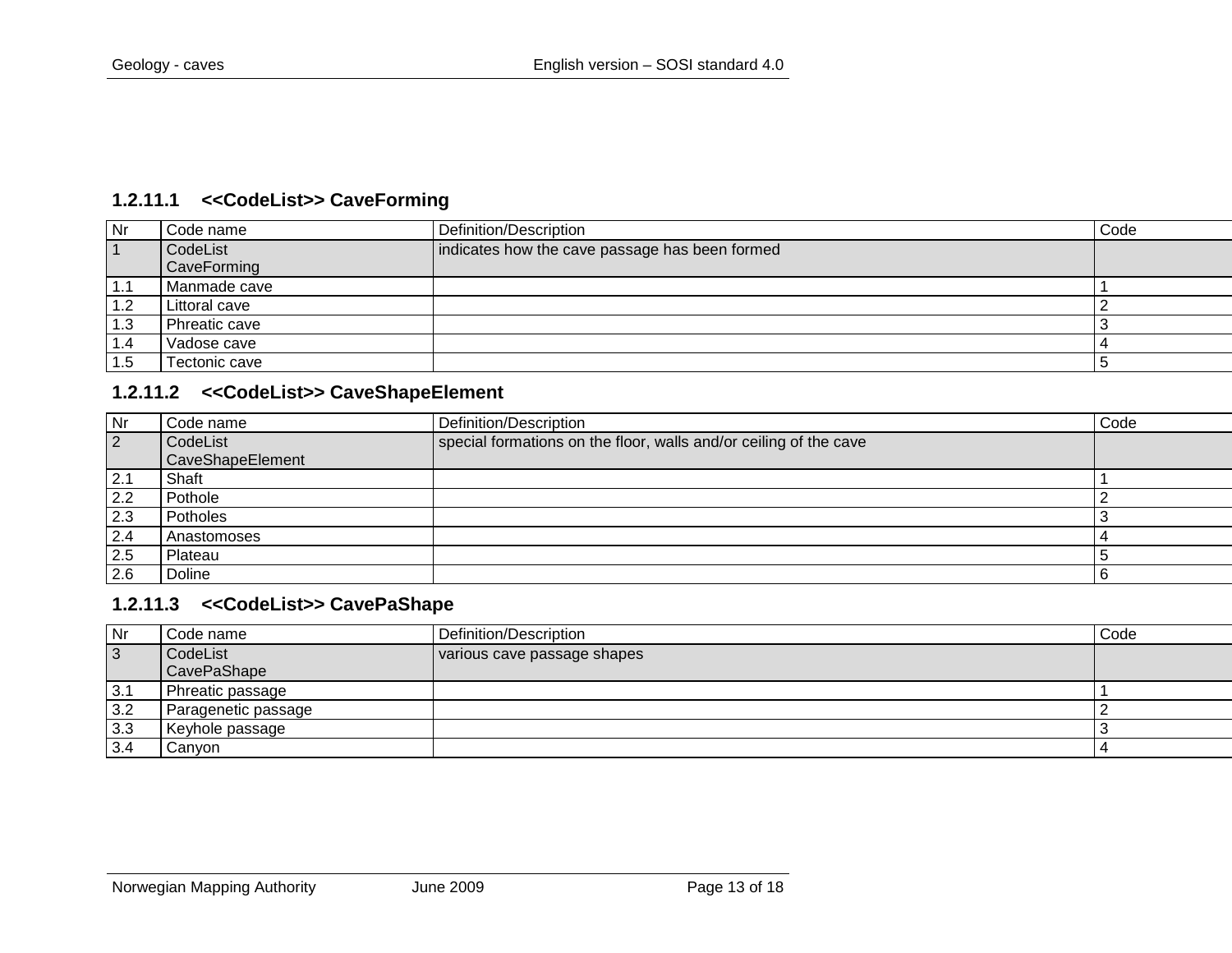### 1.2.11.1 <<CodeList>> CaveForming

| Nr | Code name | Definition/Description | Code |
|---|---|---|---|
| 1 | CodeList CaveForming | indicates how the cave passage has been formed | |
| 1.1 | Manmade cave | | 1 |
| 1.2 | Littoral cave | | 2 |
| 1.3 | Phreatic cave | | 3 |
| 1.4 | Vadose cave | | 4 |
| 1.5 | Tectonic cave | | 5 |

### 1.2.11.2 <<CodeList>> CaveShapeElement

| Nr | Code name | Definition/Description | Code |
|---|---|---|---|
| 2 | CodeList CaveShapeElement | special formations on the floor, walls and/or ceiling of the cave | |
| 2.1 | Shaft | | 1 |
| 2.2 | Pothole | | 2 |
| 2.3 | Potholes | | 3 |
| 2.4 | Anastomoses | | 4 |
| 2.5 | Plateau | | 5 |
| 2.6 | Doline | | 6 |

### 1.2.11.3 <<CodeList>> CavePaShape

| Nr | Code name | Definition/Description | Code |
|---|---|---|---|
| 3 | CodeList CavePaShape | various cave passage shapes | |
| 3.1 | Phreatic passage | | 1 |
| 3.2 | Paragenetic passage | | 2 |
| 3.3 | Keyhole passage | | 3 |
| 3.4 | Canyon | | 4 |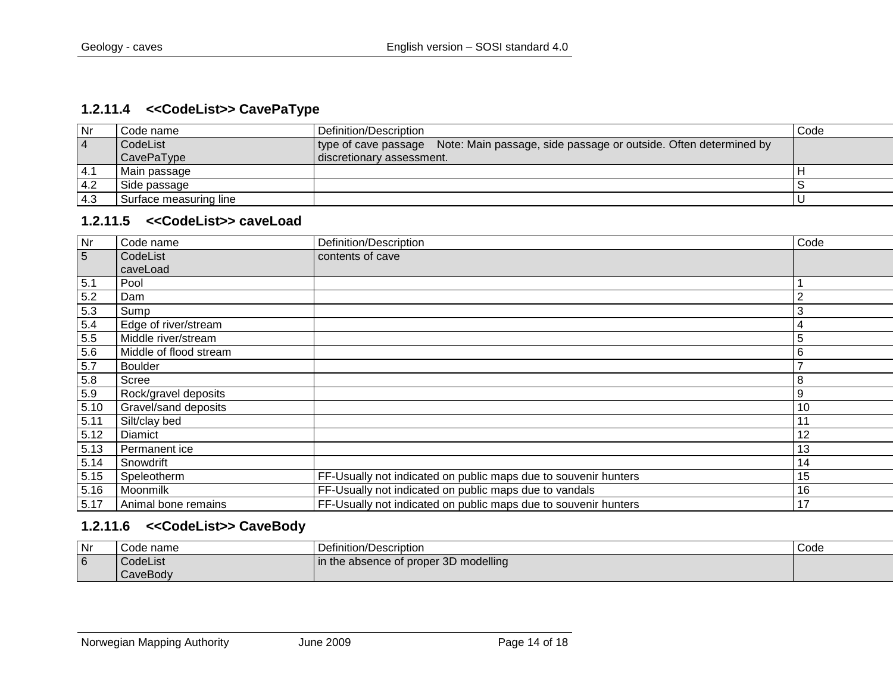### 1.2.11.4 <<CodeList>> CavePaType

| Nr | Code name | Definition/Description | Code |
|---|---|---|---|
| 4 | CodeList CavePaType | type of cave passage Note: Main passage, side passage or outside. Often determined by discretionary assessment. | |
| 4.1 | Main passage | | H |
| 4.2 | Side passage | | S |
| 4.3 | Surface measuring line | | U |

### 1.2.11.5 <<CodeList>> caveLoad

| Nr | Code name | Definition/Description | Code |
|---|---|---|---|
| 5 | CodeList caveLoad | contents of cave | |
| 5.1 | Pool | | 1 |
| 5.2 | Dam | | 2 |
| 5.3 | Sump | | 3 |
| 5.4 | Edge of river/stream | | 4 |
| 5.5 | Middle river/stream | | 5 |
| 5.6 | Middle of flood stream | | 6 |
| 5.7 | Boulder | | 7 |
| 5.8 | Scree | | 8 |
| 5.9 | Rock/gravel deposits | | 9 |
| 5.10 | Gravel/sand deposits | | 10 |
| 5.11 | Silt/clay bed | | 11 |
| 5.12 | Diamict | | 12 |
| 5.13 | Permanent ice | | 13 |
| 5.14 | Snowdrift | | 14 |
| 5.15 | Speleotherm | FF-Usually not indicated on public maps due to souvenir hunters | 15 |
| 5.16 | Moonmilk | FF-Usually not indicated on public maps due to vandals | 16 |
| 5.17 | Animal bone remains | FF-Usually not indicated on public maps due to souvenir hunters | 17 |

### 1.2.11.6 <<CodeList>> CaveBody

| Nr | Code name | Definition/Description | Code |
|---|---|---|---|
| 6 | CodeList CaveBody | in the absence of proper 3D modelling | |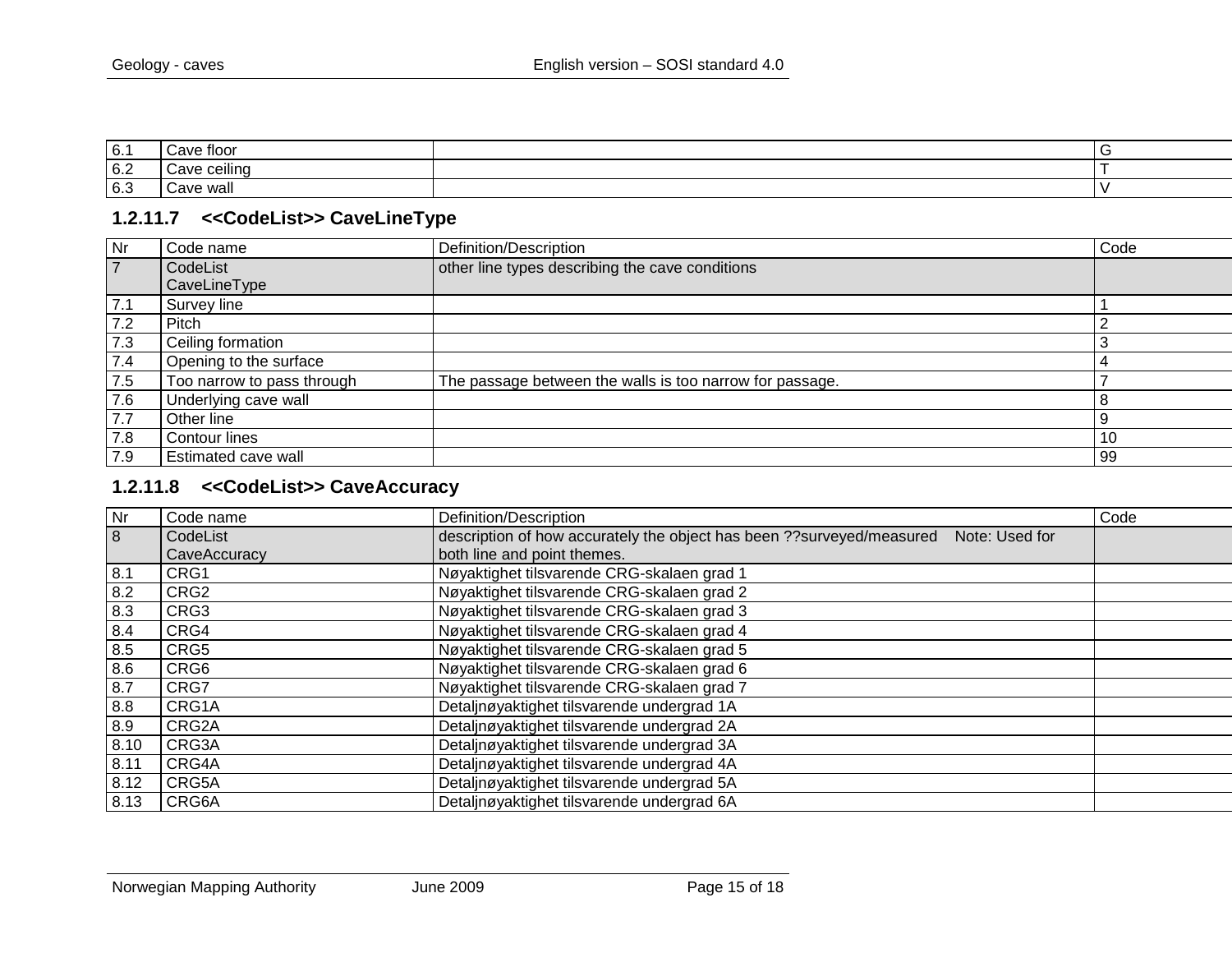| 6.1 | Cave floor | | G |
|---|---|---|---|
| 6.2 | Cave ceiling | | T |
| 6.3 | Cave wall | | V |

### 1.2.11.7 <<CodeList>> CaveLineType

| Nr | Code name | Definition/Description | Code |
|---|---|---|---|
| 7 | CodeList CaveLineType | other line types describing the cave conditions | |
| 7.1 | Survey line | | 1 |
| 7.2 | Pitch | | 2 |
| 7.3 | Ceiling formation | | 3 |
| 7.4 | Opening to the surface | | 4 |
| 7.5 | Too narrow to pass through | The passage between the walls is too narrow for passage. | 7 |
| 7.6 | Underlying cave wall | | 8 |
| 7.7 | Other line | | 9 |
| 7.8 | Contour lines | | 10 |
| 7.9 | Estimated cave wall | | 99 |

### 1.2.11.8 <<CodeList>> CaveAccuracy

| Nr | Code name | Definition/Description | Code |
|---|---|---|---|
| 8 | CodeList CaveAccuracy | description of how accurately the object has been ??surveyed/measured Note: Used for both line and point themes. | |
| 8.1 | CRG1 | Nøyaktighet tilsvarende CRG-skalaen grad 1 | |
| 8.2 | CRG2 | Nøyaktighet tilsvarende CRG-skalaen grad 2 | |
| 8.3 | CRG3 | Nøyaktighet tilsvarende CRG-skalaen grad 3 | |
| 8.4 | CRG4 | Nøyaktighet tilsvarende CRG-skalaen grad 4 | |
| 8.5 | CRG5 | Nøyaktighet tilsvarende CRG-skalaen grad 5 | |
| 8.6 | CRG6 | Nøyaktighet tilsvarende CRG-skalaen grad 6 | |
| 8.7 | CRG7 | Nøyaktighet tilsvarende CRG-skalaen grad 7 | |
| 8.8 | CRG1A | Detaljnøyaktighet tilsvarende undergrad 1A | |
| 8.9 | CRG2A | Detaljnøyaktighet tilsvarende undergrad 2A | |
| 8.10 | CRG3A | Detaljnøyaktighet tilsvarende undergrad 3A | |
| 8.11 | CRG4A | Detaljnøyaktighet tilsvarende undergrad 4A | |
| 8.12 | CRG5A | Detaljnøyaktighet tilsvarende undergrad 5A | |
| 8.13 | CRG6A | Detaljnøyaktighet tilsvarende undergrad 6A | |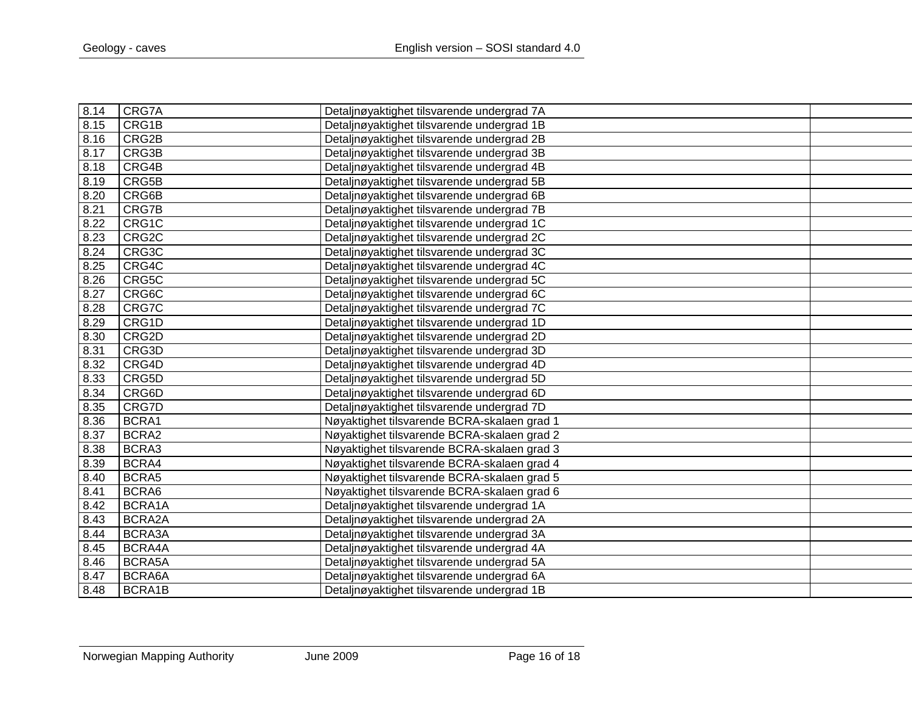| 8.14 | CRG7A | Detaljnøyaktighet tilsvarende undergrad 7A | |
|---|---|---|---|
| 8.15 | CRG1B | Detaljnøyaktighet tilsvarende undergrad 1B | |
| 8.16 | CRG2B | Detaljnøyaktighet tilsvarende undergrad 2B | |
| 8.17 | CRG3B | Detaljnøyaktighet tilsvarende undergrad 3B | |
| 8.18 | CRG4B | Detaljnøyaktighet tilsvarende undergrad 4B | |
| 8.19 | CRG5B | Detaljnøyaktighet tilsvarende undergrad 5B | |
| 8.20 | CRG6B | Detaljnøyaktighet tilsvarende undergrad 6B | |
| 8.21 | CRG7B | Detaljnøyaktighet tilsvarende undergrad 7B | |
| 8.22 | CRG1C | Detaljnøyaktighet tilsvarende undergrad 1C | |
| 8.23 | CRG2C | Detaljnøyaktighet tilsvarende undergrad 2C | |
| 8.24 | CRG3C | Detaljnøyaktighet tilsvarende undergrad 3C | |
| 8.25 | CRG4C | Detaljnøyaktighet tilsvarende undergrad 4C | |
| 8.26 | CRG5C | Detaljnøyaktighet tilsvarende undergrad 5C | |
| 8.27 | CRG6C | Detaljnøyaktighet tilsvarende undergrad 6C | |
| 8.28 | CRG7C | Detaljnøyaktighet tilsvarende undergrad 7C | |
| 8.29 | CRG1D | Detaljnøyaktighet tilsvarende undergrad 1D | |
| 8.30 | CRG2D | Detaljnøyaktighet tilsvarende undergrad 2D | |
| 8.31 | CRG3D | Detaljnøyaktighet tilsvarende undergrad 3D | |
| 8.32 | CRG4D | Detaljnøyaktighet tilsvarende undergrad 4D | |
| 8.33 | CRG5D | Detaljnøyaktighet tilsvarende undergrad 5D | |
| 8.34 | CRG6D | Detaljnøyaktighet tilsvarende undergrad 6D | |
| 8.35 | CRG7D | Detaljnøyaktighet tilsvarende undergrad 7D | |
| 8.36 | BCRA1 | Nøyaktighet tilsvarende BCRA-skalaen grad 1 | |
| 8.37 | BCRA2 | Nøyaktighet tilsvarende BCRA-skalaen grad 2 | |
| 8.38 | BCRA3 | Nøyaktighet tilsvarende BCRA-skalaen grad 3 | |
| 8.39 | BCRA4 | Nøyaktighet tilsvarende BCRA-skalaen grad 4 | |
| 8.40 | BCRA5 | Nøyaktighet tilsvarende BCRA-skalaen grad 5 | |
| 8.41 | BCRA6 | Nøyaktighet tilsvarende BCRA-skalaen grad 6 | |
| 8.42 | BCRA1A | Detaljnøyaktighet tilsvarende undergrad 1A | |
| 8.43 | BCRA2A | Detaljnøyaktighet tilsvarende undergrad 2A | |
| 8.44 | BCRA3A | Detaljnøyaktighet tilsvarende undergrad 3A | |
| 8.45 | BCRA4A | Detaljnøyaktighet tilsvarende undergrad 4A | |
| 8.46 | BCRA5A | Detaljnøyaktighet tilsvarende undergrad 5A | |
| 8.47 | BCRA6A | Detaljnøyaktighet tilsvarende undergrad 6A | |
| 8.48 | BCRA1B | Detaljnøyaktighet tilsvarende undergrad 1B | |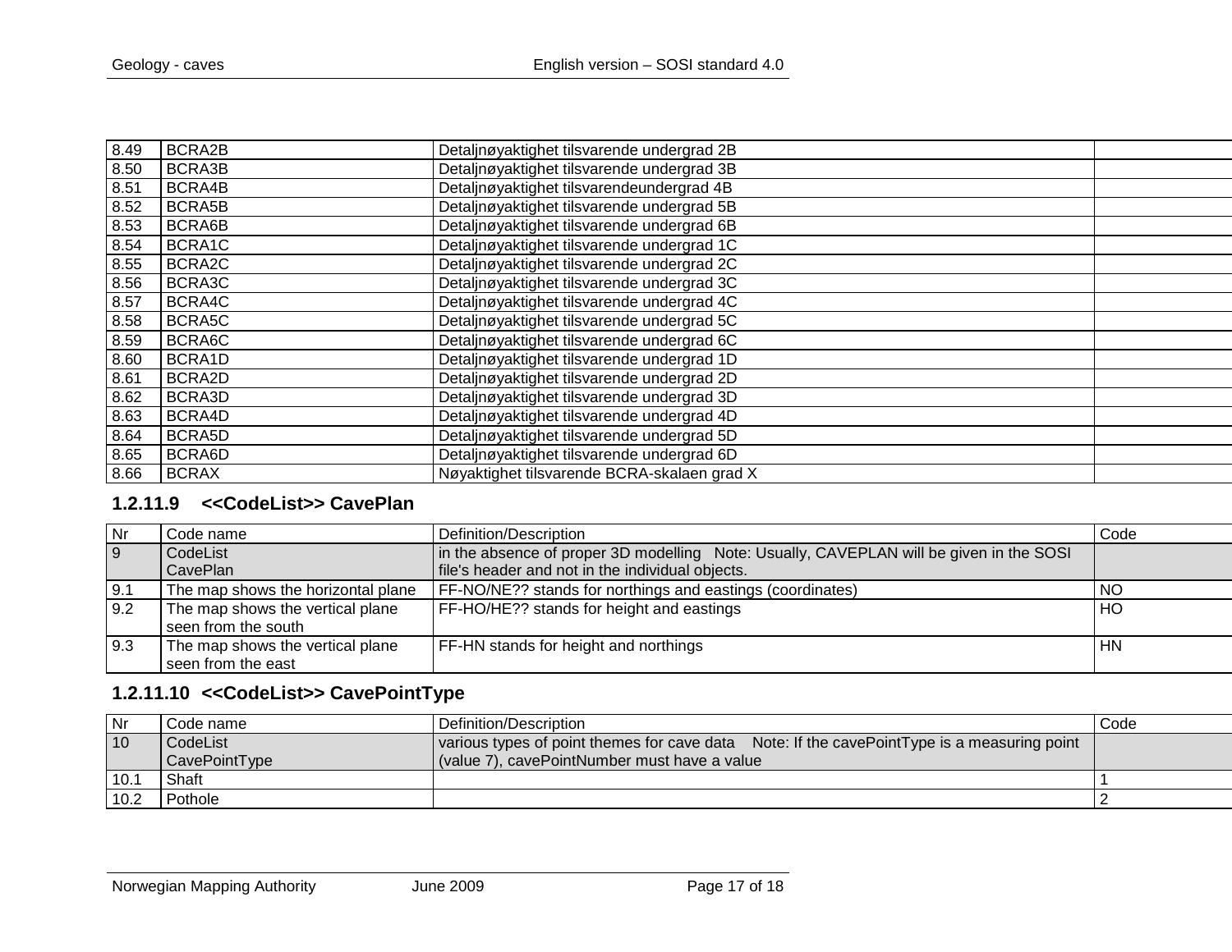| | | | |
|---|---|---|---|
| 8.49 | BCRA2B | Detaljnøyaktighet tilsvarende undergrad 2B | |
| 8.50 | BCRA3B | Detaljnøyaktighet tilsvarende undergrad 3B | |
| 8.51 | BCRA4B | Detaljnøyaktighet tilsvarendeundergrad 4B | |
| 8.52 | BCRA5B | Detaljnøyaktighet tilsvarende undergrad 5B | |
| 8.53 | BCRA6B | Detaljnøyaktighet tilsvarende undergrad 6B | |
| 8.54 | BCRA1C | Detaljnøyaktighet tilsvarende undergrad 1C | |
| 8.55 | BCRA2C | Detaljnøyaktighet tilsvarende undergrad 2C | |
| 8.56 | BCRA3C | Detaljnøyaktighet tilsvarende undergrad 3C | |
| 8.57 | BCRA4C | Detaljnøyaktighet tilsvarende undergrad 4C | |
| 8.58 | BCRA5C | Detaljnøyaktighet tilsvarende undergrad 5C | |
| 8.59 | BCRA6C | Detaljnøyaktighet tilsvarende undergrad 6C | |
| 8.60 | BCRA1D | Detaljnøyaktighet tilsvarende undergrad 1D | |
| 8.61 | BCRA2D | Detaljnøyaktighet tilsvarende undergrad 2D | |
| 8.62 | BCRA3D | Detaljnøyaktighet tilsvarende undergrad 3D | |
| 8.63 | BCRA4D | Detaljnøyaktighet tilsvarende undergrad 4D | |
| 8.64 | BCRA5D | Detaljnøyaktighet tilsvarende undergrad 5D | |
| 8.65 | BCRA6D | Detaljnøyaktighet tilsvarende undergrad 6D | |
| 8.66 | BCRAX | Nøyaktighet tilsvarende BCRA-skalaen grad X | |

### 1.2.11.9 <<CodeList>> CavePlan

| Nr | Code name | Definition/Description | Code |
|---|---|---|---|
| 9 | CodeList CavePlan | in the absence of proper 3D modelling Note: Usually, CAVEPLAN will be given in the SOSI file's header and not in the individual objects. | |
| 9.1 | The map shows the horizontal plane | FF-NO/NE?? stands for northings and eastings (coordinates) | NO |
| 9.2 | The map shows the vertical plane seen from the south | FF-HO/HE?? stands for height and eastings | HO |
| 9.3 | The map shows the vertical plane seen from the east | FF-HN stands for height and northings | HN |

### 1.2.11.10 <<CodeList>> CavePointType

| Nr | Code name | Definition/Description | Code |
|---|---|---|---|
| 10 | CodeList CavePointType | various types of point themes for cave data Note: If the cavePointType is a measuring point (value 7), cavePointNumber must have a value | |
| 10.1 | Shaft | | 1 |
| 10.2 | Pothole | | 2 |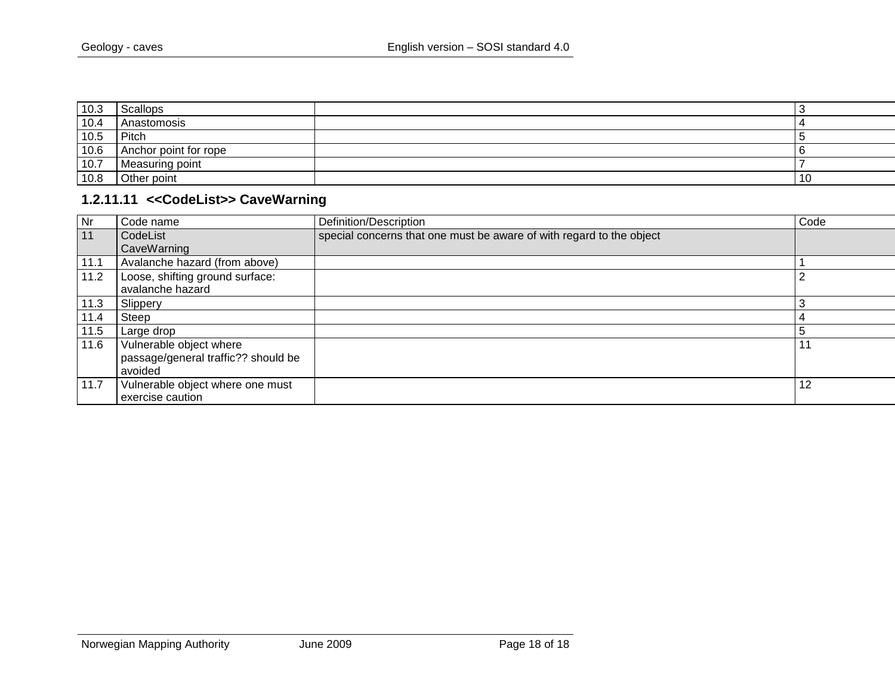| | | | |
|---|---|---|---|
| 10.3 | Scallops | | 3 |
| 10.4 | Anastomosis | | 4 |
| 10.5 | Pitch | | 5 |
| 10.6 | Anchor point for rope | | 6 |
| 10.7 | Measuring point | | 7 |
| 10.8 | Other point | | 10 |

### 1.2.11.11 <<CodeList>> CaveWarning

| Nr | Code name | Definition/Description | Code |
|---|---|---|---|
| 11 | CodeList CaveWarning | special concerns that one must be aware of with regard to the object | |
| 11.1 | Avalanche hazard (from above) | | 1 |
| 11.2 | Loose, shifting ground surface: avalanche hazard | | 2 |
| 11.3 | Slippery | | 3 |
| 11.4 | Steep | | 4 |
| 11.5 | Large drop | | 5 |
| 11.6 | Vulnerable object where passage/general traffic?? should be avoided | | 11 |
| 11.7 | Vulnerable object where one must exercise caution | | 12 |